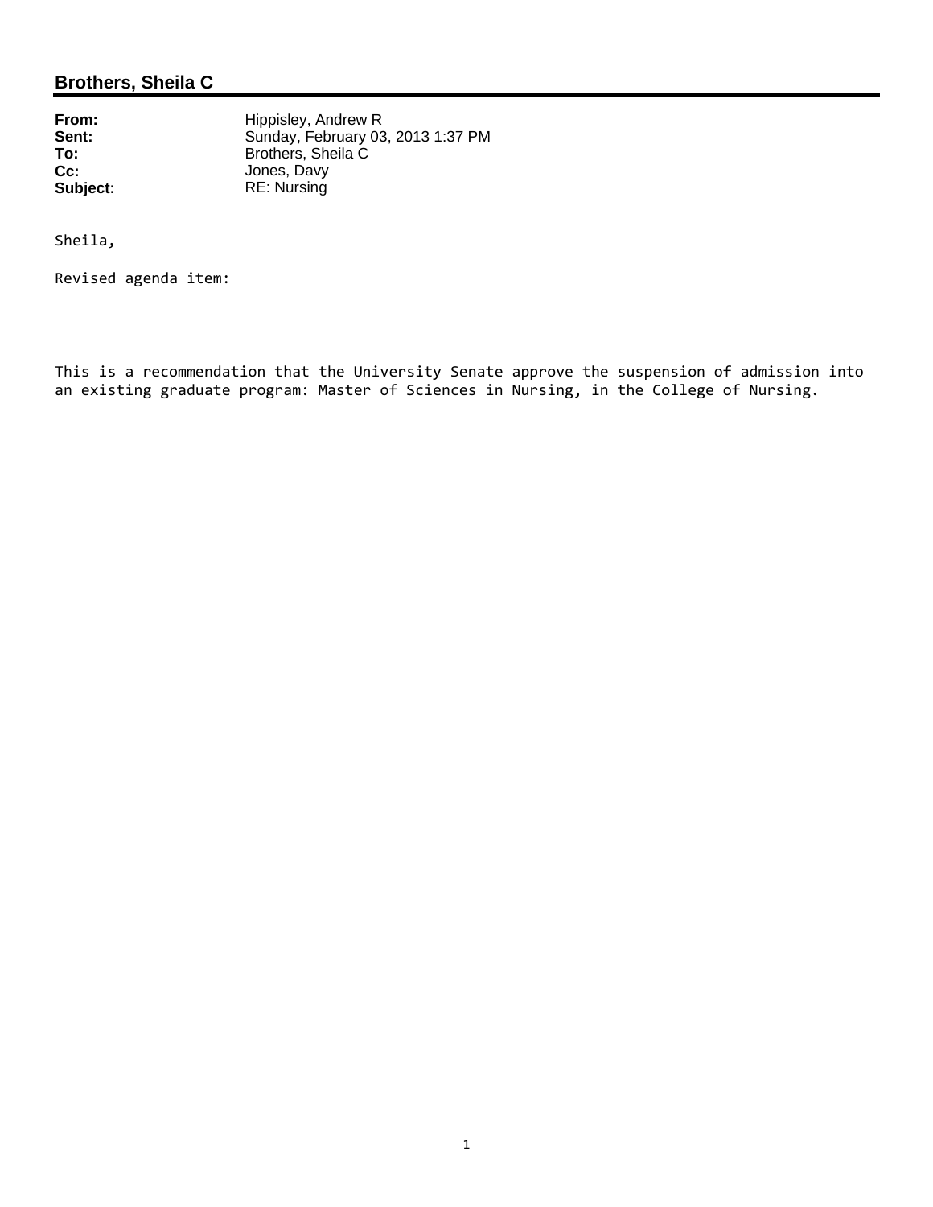## Brothers, Sheila C

**From:** Hippisley, Andrew R
**Sent:** Sunday, February 03, 2013 1:37 PM
**To:** Brothers, Sheila C
**Cc:** Jones, Davy
**Subject:** RE: Nursing

Sheila,

Revised agenda item:

This is a recommendation that the University Senate approve the suspension of admission into an existing graduate program: Master of Sciences in Nursing, in the College of Nursing.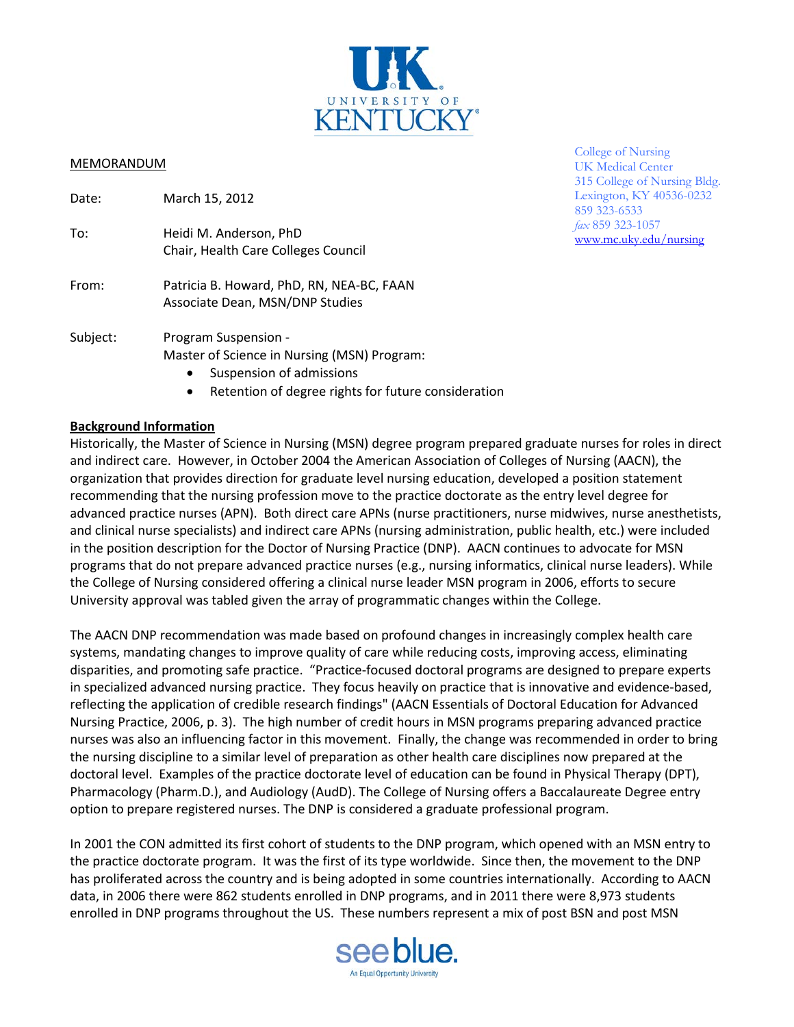MEMORANDUM

College of Nursing
UK Medical Center
315 College of Nursing Bldg.
Lexington, KY 40536-0232
859 323-6533
*fax* 859 323-1057
www.mc.uky.edu/nursing

Date: March 15, 2012

To: Heidi M. Anderson, PhD
Chair, Health Care Colleges Council

From: Patricia B. Howard, PhD, RN, NEA-BC, FAAN
Associate Dean, MSN/DNP Studies

Subject: Program Suspension -
Master of Science in Nursing (MSN) Program:

- Suspension of admissions
- Retention of degree rights for future consideration

**Background Information**

Historically, the Master of Science in Nursing (MSN) degree program prepared graduate nurses for roles in direct and indirect care. However, in October 2004 the American Association of Colleges of Nursing (AACN), the organization that provides direction for graduate level nursing education, developed a position statement recommending that the nursing profession move to the practice doctorate as the entry level degree for advanced practice nurses (APN). Both direct care APNs (nurse practitioners, nurse midwives, nurse anesthetists, and clinical nurse specialists) and indirect care APNs (nursing administration, public health, etc.) were included in the position description for the Doctor of Nursing Practice (DNP). AACN continues to advocate for MSN programs that do not prepare advanced practice nurses (e.g., nursing informatics, clinical nurse leaders). While the College of Nursing considered offering a clinical nurse leader MSN program in 2006, efforts to secure University approval was tabled given the array of programmatic changes within the College.

The AACN DNP recommendation was made based on profound changes in increasingly complex health care systems, mandating changes to improve quality of care while reducing costs, improving access, eliminating disparities, and promoting safe practice. "Practice-focused doctoral programs are designed to prepare experts in specialized advanced nursing practice. They focus heavily on practice that is innovative and evidence-based, reflecting the application of credible research findings" (AACN Essentials of Doctoral Education for Advanced Nursing Practice, 2006, p. 3). The high number of credit hours in MSN programs preparing advanced practice nurses was also an influencing factor in this movement. Finally, the change was recommended in order to bring the nursing discipline to a similar level of preparation as other health care disciplines now prepared at the doctoral level. Examples of the practice doctorate level of education can be found in Physical Therapy (DPT), Pharmacology (Pharm.D.), and Audiology (AudD). The College of Nursing offers a Baccalaureate Degree entry option to prepare registered nurses. The DNP is considered a graduate professional program.

In 2001 the CON admitted its first cohort of students to the DNP program, which opened with an MSN entry to the practice doctorate program. It was the first of its type worldwide. Since then, the movement to the DNP has proliferated across the country and is being adopted in some countries internationally. According to AACN data, in 2006 there were 862 students enrolled in DNP programs, and in 2011 there were 8,973 students enrolled in DNP programs throughout the US. These numbers represent a mix of post BSN and post MSN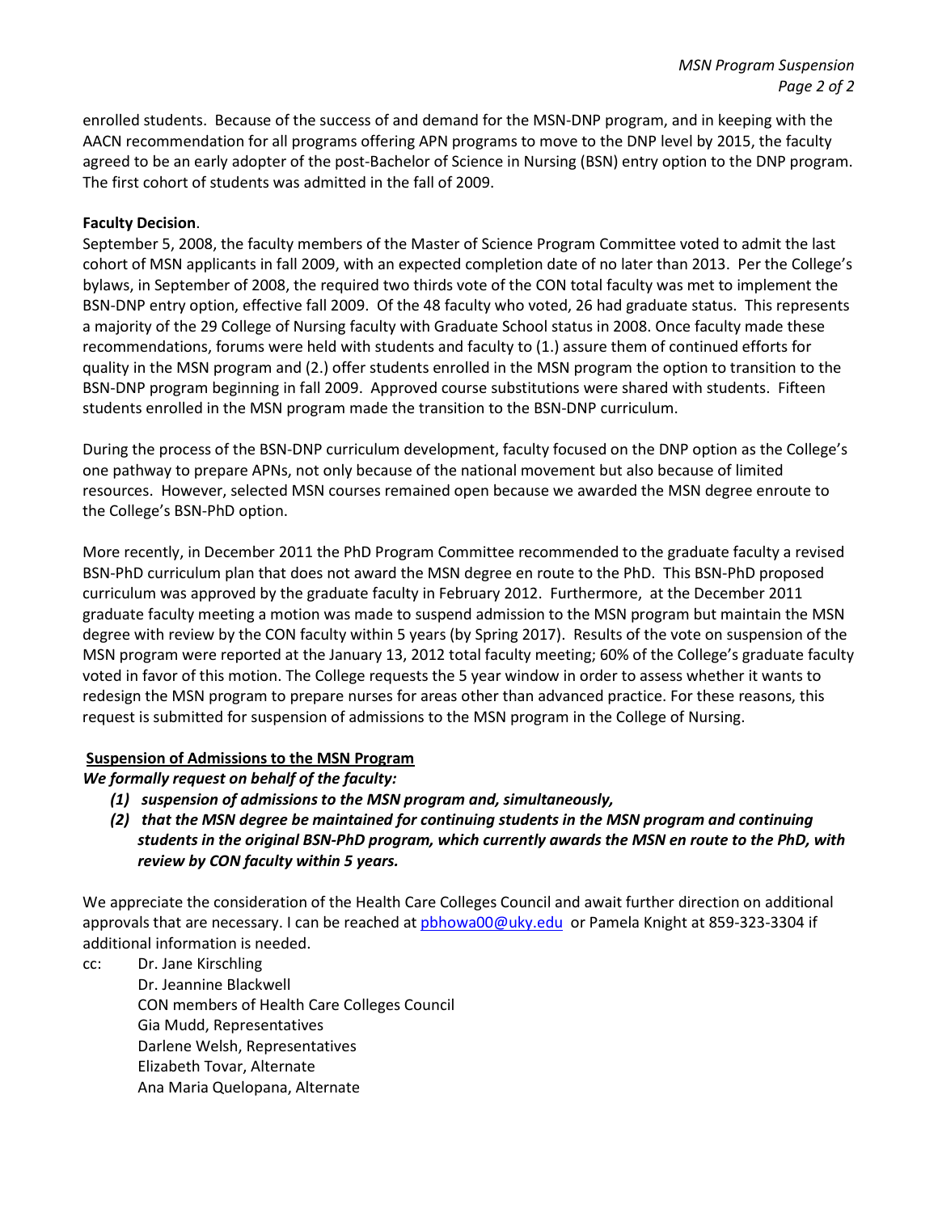enrolled students. Because of the success of and demand for the MSN-DNP program, and in keeping with the AACN recommendation for all programs offering APN programs to move to the DNP level by 2015, the faculty agreed to be an early adopter of the post-Bachelor of Science in Nursing (BSN) entry option to the DNP program. The first cohort of students was admitted in the fall of 2009.

**Faculty Decision**.

September 5, 2008, the faculty members of the Master of Science Program Committee voted to admit the last cohort of MSN applicants in fall 2009, with an expected completion date of no later than 2013. Per the College's bylaws, in September of 2008, the required two thirds vote of the CON total faculty was met to implement the BSN-DNP entry option, effective fall 2009. Of the 48 faculty who voted, 26 had graduate status. This represents a majority of the 29 College of Nursing faculty with Graduate School status in 2008. Once faculty made these recommendations, forums were held with students and faculty to (1.) assure them of continued efforts for quality in the MSN program and (2.) offer students enrolled in the MSN program the option to transition to the BSN-DNP program beginning in fall 2009. Approved course substitutions were shared with students. Fifteen students enrolled in the MSN program made the transition to the BSN-DNP curriculum.

During the process of the BSN-DNP curriculum development, faculty focused on the DNP option as the College's one pathway to prepare APNs, not only because of the national movement but also because of limited resources. However, selected MSN courses remained open because we awarded the MSN degree enroute to the College's BSN-PhD option.

More recently, in December 2011 the PhD Program Committee recommended to the graduate faculty a revised BSN-PhD curriculum plan that does not award the MSN degree en route to the PhD. This BSN-PhD proposed curriculum was approved by the graduate faculty in February 2012. Furthermore, at the December 2011 graduate faculty meeting a motion was made to suspend admission to the MSN program but maintain the MSN degree with review by the CON faculty within 5 years (by Spring 2017). Results of the vote on suspension of the MSN program were reported at the January 13, 2012 total faculty meeting; 60% of the College's graduate faculty voted in favor of this motion. The College requests the 5 year window in order to assess whether it wants to redesign the MSN program to prepare nurses for areas other than advanced practice. For these reasons, this request is submitted for suspension of admissions to the MSN program in the College of Nursing.

**<u>Suspension of Admissions to the MSN Program</u>**

***We formally request on behalf of the faculty:***

***(1) suspension of admissions to the MSN program and, simultaneously,***

***(2) that the MSN degree be maintained for continuing students in the MSN program and continuing students in the original BSN-PhD program, which currently awards the MSN en route to the PhD, with review by CON faculty within 5 years.***

We appreciate the consideration of the Health Care Colleges Council and await further direction on additional approvals that are necessary. I can be reached at pbhowa00@uky.edu or Pamela Knight at 859-323-3304 if additional information is needed.

cc: Dr. Jane Kirschling
Dr. Jeannine Blackwell
CON members of Health Care Colleges Council
Gia Mudd, Representatives
Darlene Welsh, Representatives
Elizabeth Tovar, Alternate
Ana Maria Quelopana, Alternate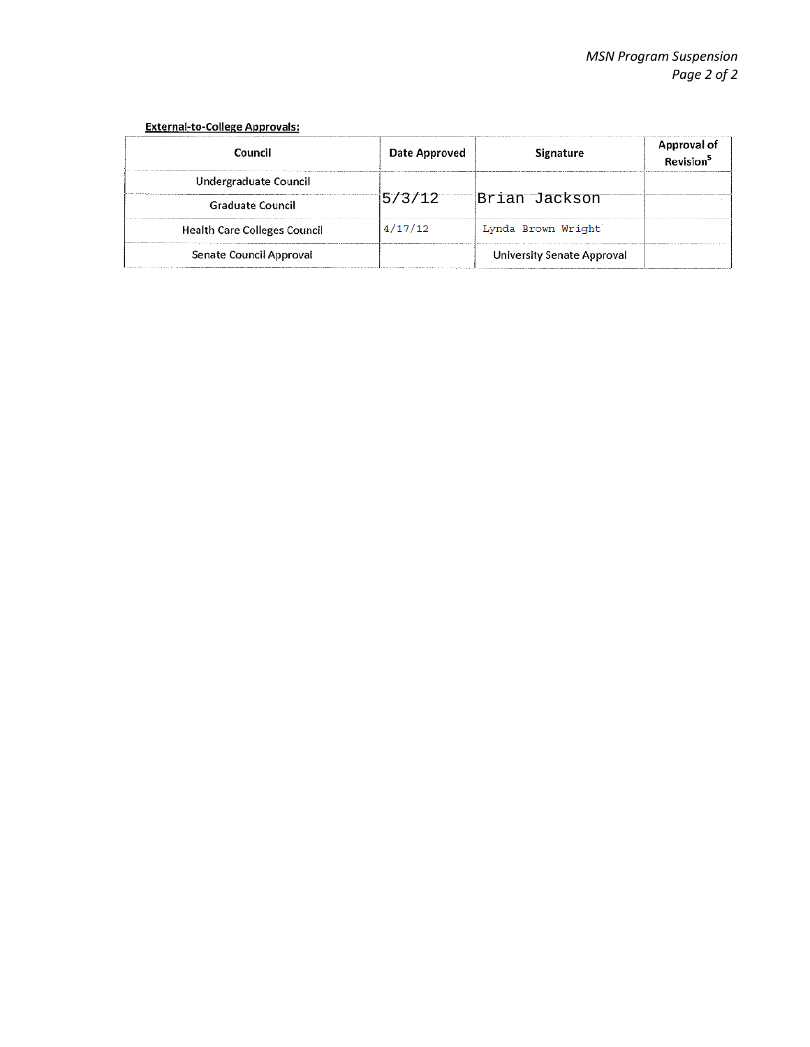**External-to-College Approvals:**

| Council | Date Approved | Signature | Approval of Revision[5] |
| --- | --- | --- | --- |
| Undergraduate Council | | | |
| Graduate Council | 5/3/12 | Brian Jackson | |
| Health Care Colleges Council | 4/17/12 | Lynda Brown Wright | |
| Senate Council Approval | | University Senate Approval | |